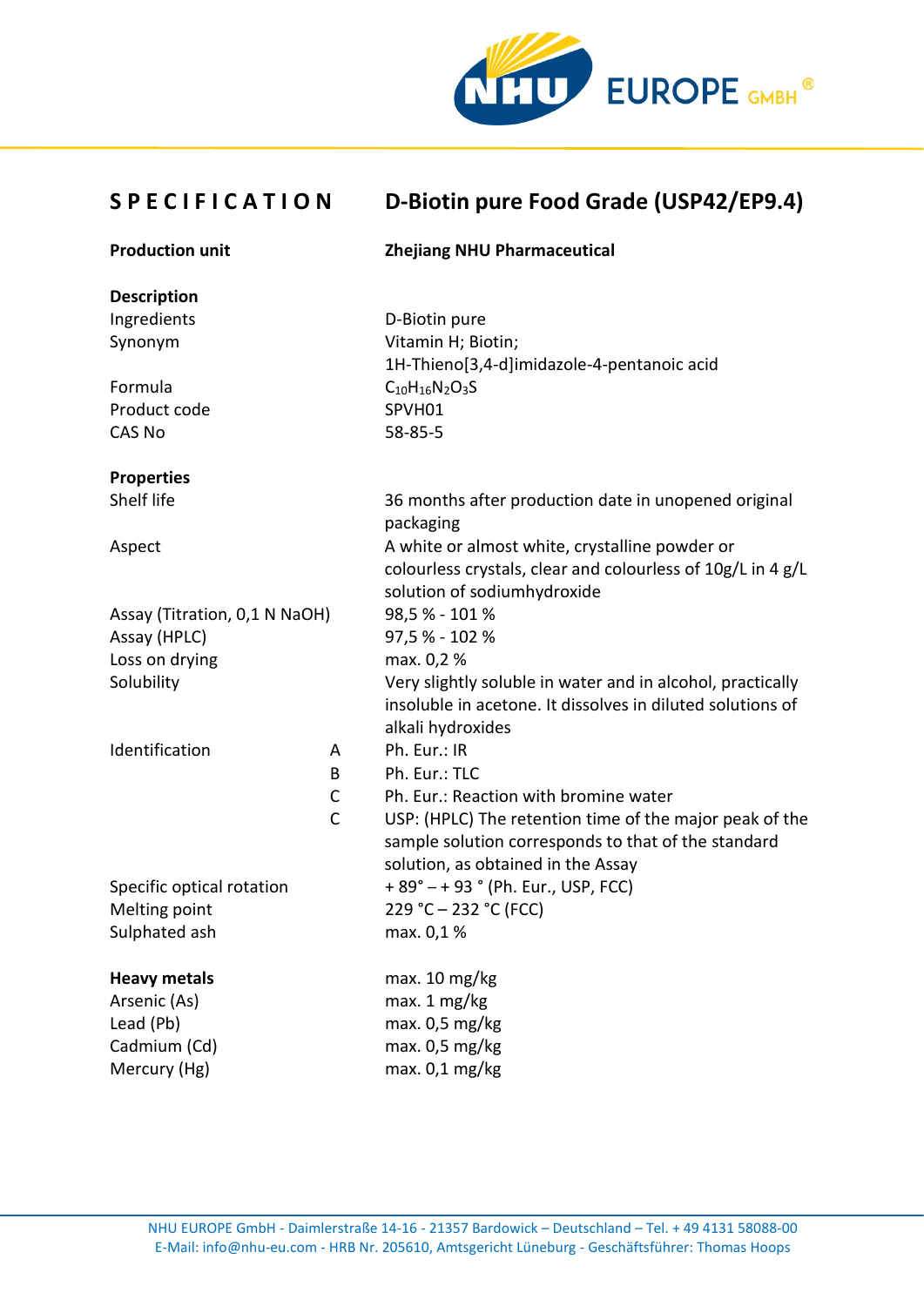# SPECIFICATION D-Biotin pure Food Grade (USP42/EP9.4)

| | | |
|---|---|---|
| **Production unit** | | **Zhejiang NHU Pharmaceutical** |
| **Description** | | |
| Ingredients | | D-Biotin pure |
| Synonym | | Vitamin H; Biotin; 1H-Thieno[3,4-d]imidazole-4-pentanoic acid |
| Formula | | $C_{10}H_{16}N_2O_3S$ |
| Product code | | SPVH01 |
| CAS No | | 58-85-5 |
| **Properties** | | |
| Shelf life | | 36 months after production date in unopened original packaging |
| Aspect | | A white or almost white, crystalline powder or colourless crystals, clear and colourless of 10g/L in 4 g/L solution of sodiumhydroxide |
| Assay (Titration, 0,1 N NaOH) | | 98,5 % - 101 % |
| Assay (HPLC) | | 97,5 % - 102 % |
| Loss on drying | | max. 0,2 % |
| Solubility | | Very slightly soluble in water and in alcohol, practically insoluble in acetone. It dissolves in diluted solutions of alkali hydroxides |
| Identification | A | Ph. Eur.: IR |
| | B | Ph. Eur.: TLC |
| | C | Ph. Eur.: Reaction with bromine water |
| | C | USP: (HPLC) The retention time of the major peak of the sample solution corresponds to that of the standard solution, as obtained in the Assay |
| Specific optical rotation | | + 89° – + 93 ° (Ph. Eur., USP, FCC) |
| Melting point | | 229 °C – 232 °C (FCC) |
| Sulphated ash | | max. 0,1 % |
| **Heavy metals** | | max. 10 mg/kg |
| Arsenic (As) | | max. 1 mg/kg |
| Lead (Pb) | | max. 0,5 mg/kg |
| Cadmium (Cd) | | max. 0,5 mg/kg |
| Mercury (Hg) | | max. 0,1 mg/kg |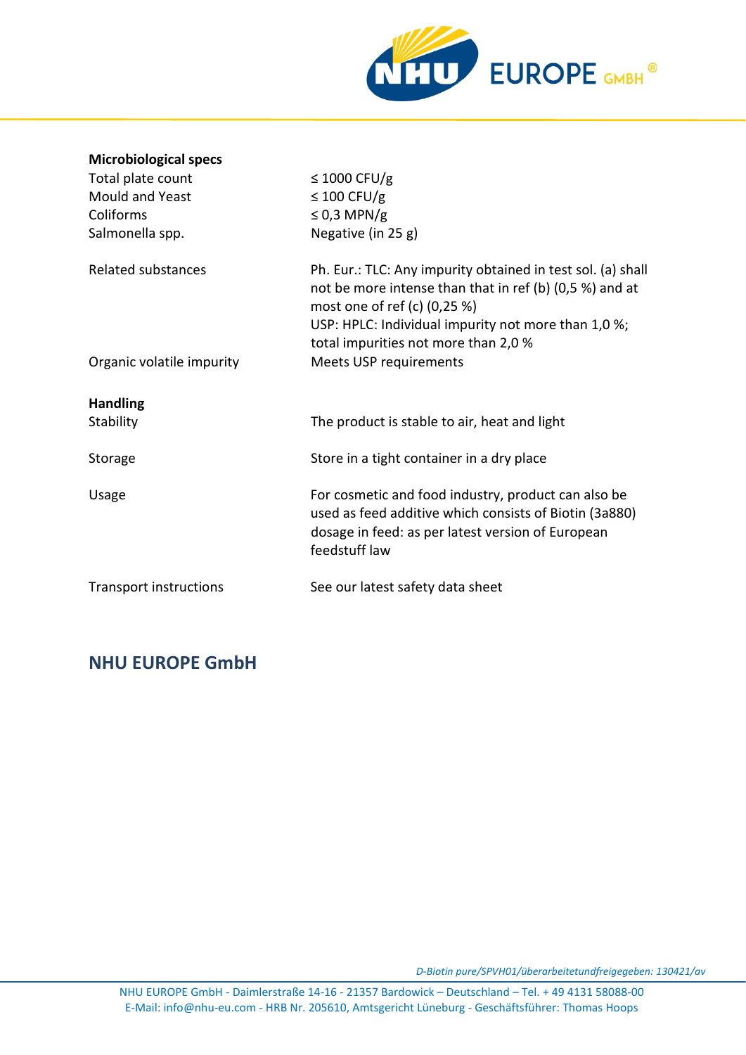**Microbiological specs**

| | |
|---|---|
| Total plate count | ≤ 1000 CFU/g |
| Mould and Yeast | ≤ 100 CFU/g |
| Coliforms | ≤ 0,3 MPN/g |
| Salmonella spp. | Negative (in 25 g) |
| Related substances | Ph. Eur.: TLC: Any impurity obtained in test sol. (a) shall not be more intense than that in ref (b) (0,5 %) and at most one of ref (c) (0,25 %)<br>USP: HPLC: Individual impurity not more than 1,0 %; total impurities not more than 2,0 % |
| Organic volatile impurity | Meets USP requirements |

**Handling**

| | |
|---|---|
| Stability | The product is stable to air, heat and light |
| Storage | Store in a tight container in a dry place |
| Usage | For cosmetic and food industry, product can also be used as feed additive which consists of Biotin (3a880) dosage in feed: as per latest version of European feedstuff law |
| Transport instructions | See our latest safety data sheet |

## NHU EUROPE GmbH

*D-Biotin pure/SPVH01/überarbeitetundfreigegeben: 130421/av*

NHU EUROPE GmbH - Daimlerstraße 14-16 - 21357 Bardowick – Deutschland – Tel. + 49 4131 58088-00
E-Mail: info@nhu-eu.com - HRB Nr. 205610, Amtsgericht Lüneburg - Geschäftsführer: Thomas Hoops